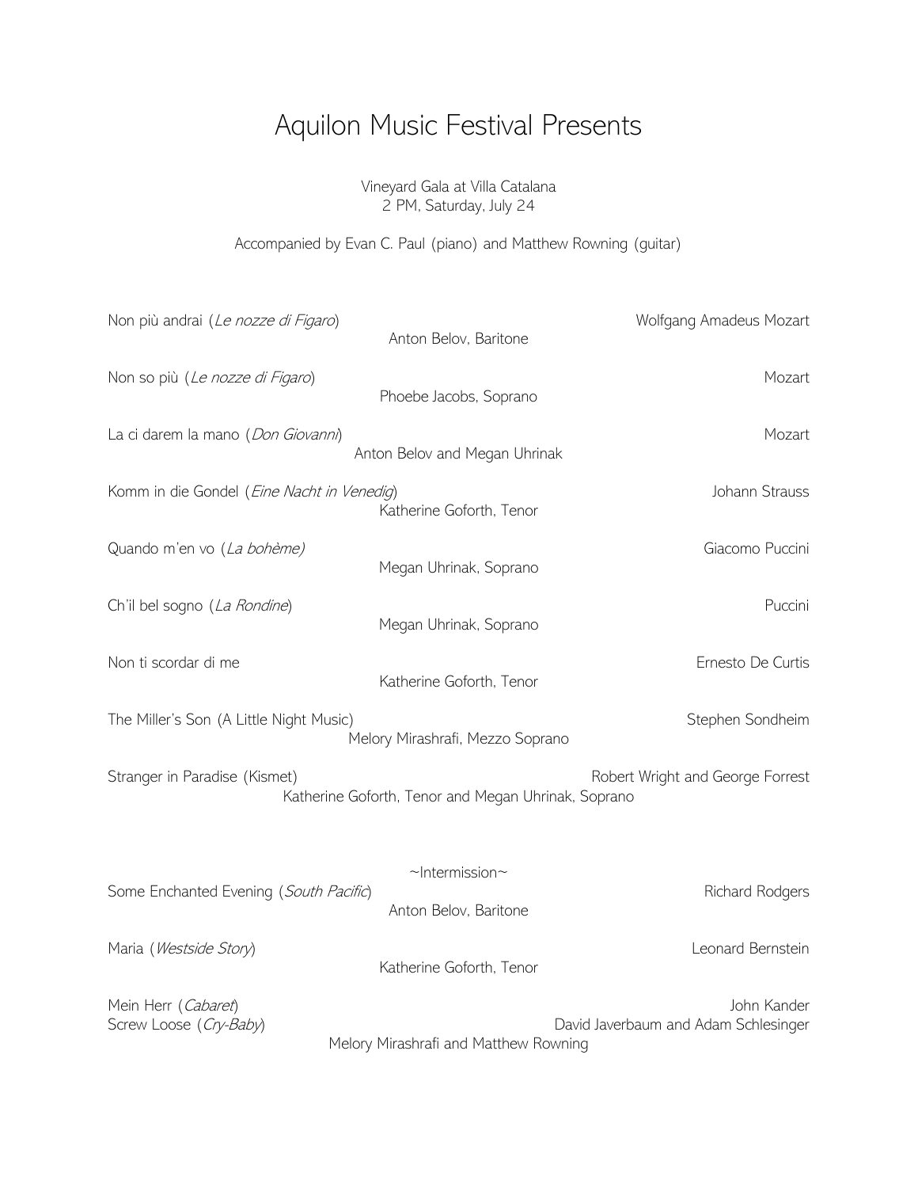# Aquilon Music Festival Presents

Vineyard Gala at Villa Catalana
2 PM, Saturday, July 24

Accompanied by Evan C. Paul (piano) and Matthew Rowning (guitar)

Non più andrai (*Le nozze di Figaro*) — Wolfgang Amadeus Mozart
Anton Belov, Baritone

Non so più (*Le nozze di Figaro*) — Mozart
Phoebe Jacobs, Soprano

La ci darem la mano (*Don Giovanni*) — Mozart
Anton Belov and Megan Uhrinak

Komm in die Gondel (*Eine Nacht in Venedig*) — Johann Strauss
Katherine Goforth, Tenor

Quando m'en vo (*La bohème)* — Giacomo Puccini
Megan Uhrinak, Soprano

Ch'il bel sogno (*La Rondine*) — Puccini
Megan Uhrinak, Soprano

Non ti scordar di me — Ernesto De Curtis
Katherine Goforth, Tenor

The Miller's Son (A Little Night Music) — Stephen Sondheim
Melory Mirashrafi, Mezzo Soprano

Stranger in Paradise (Kismet) — Robert Wright and George Forrest
Katherine Goforth, Tenor and Megan Uhrinak, Soprano

~Intermission~

Some Enchanted Evening (*South Pacific*) — Richard Rodgers
Anton Belov, Baritone

Maria (*Westside Story*) — Leonard Bernstein
Katherine Goforth, Tenor

Mein Herr (*Cabaret*) — John Kander
Screw Loose (*Cry-Baby*) — David Javerbaum and Adam Schlesinger
Melory Mirashrafi and Matthew Rowning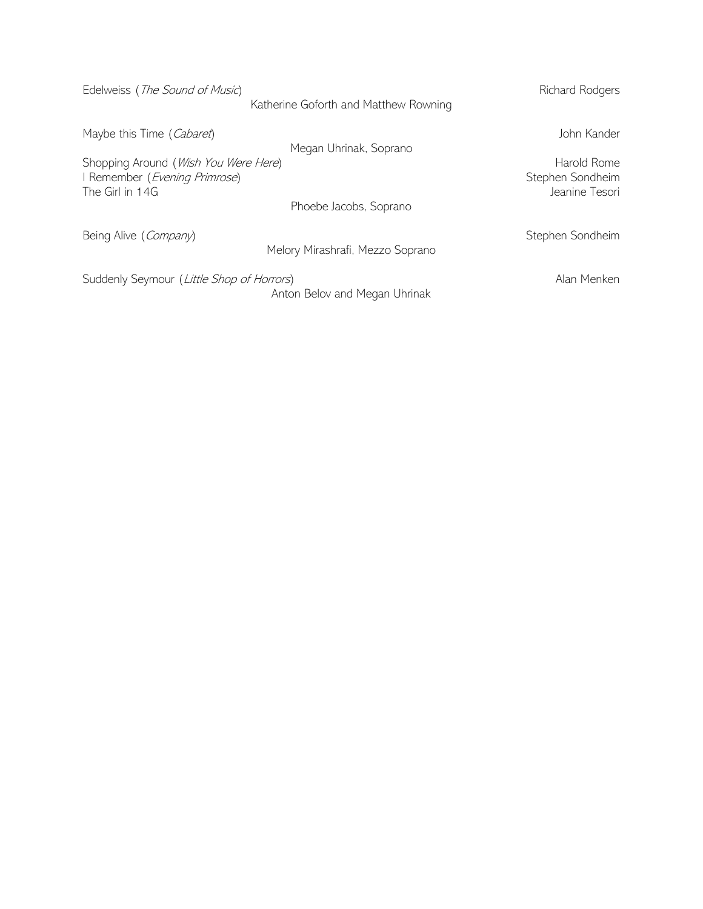Edelweiss (*The Sound of Music*) Richard Rodgers

Katherine Goforth and Matthew Rowning

Maybe this Time (*Cabaret*) John Kander

Megan Uhrinak, Soprano

Shopping Around (*Wish You Were Here*) Harold Rome

I Remember (*Evening Primrose*) Stephen Sondheim

The Girl in 14G Jeanine Tesori

Phoebe Jacobs, Soprano

Being Alive (*Company*) Stephen Sondheim

Melory Mirashrafi, Mezzo Soprano

Suddenly Seymour (*Little Shop of Horrors*) Alan Menken

Anton Belov and Megan Uhrinak